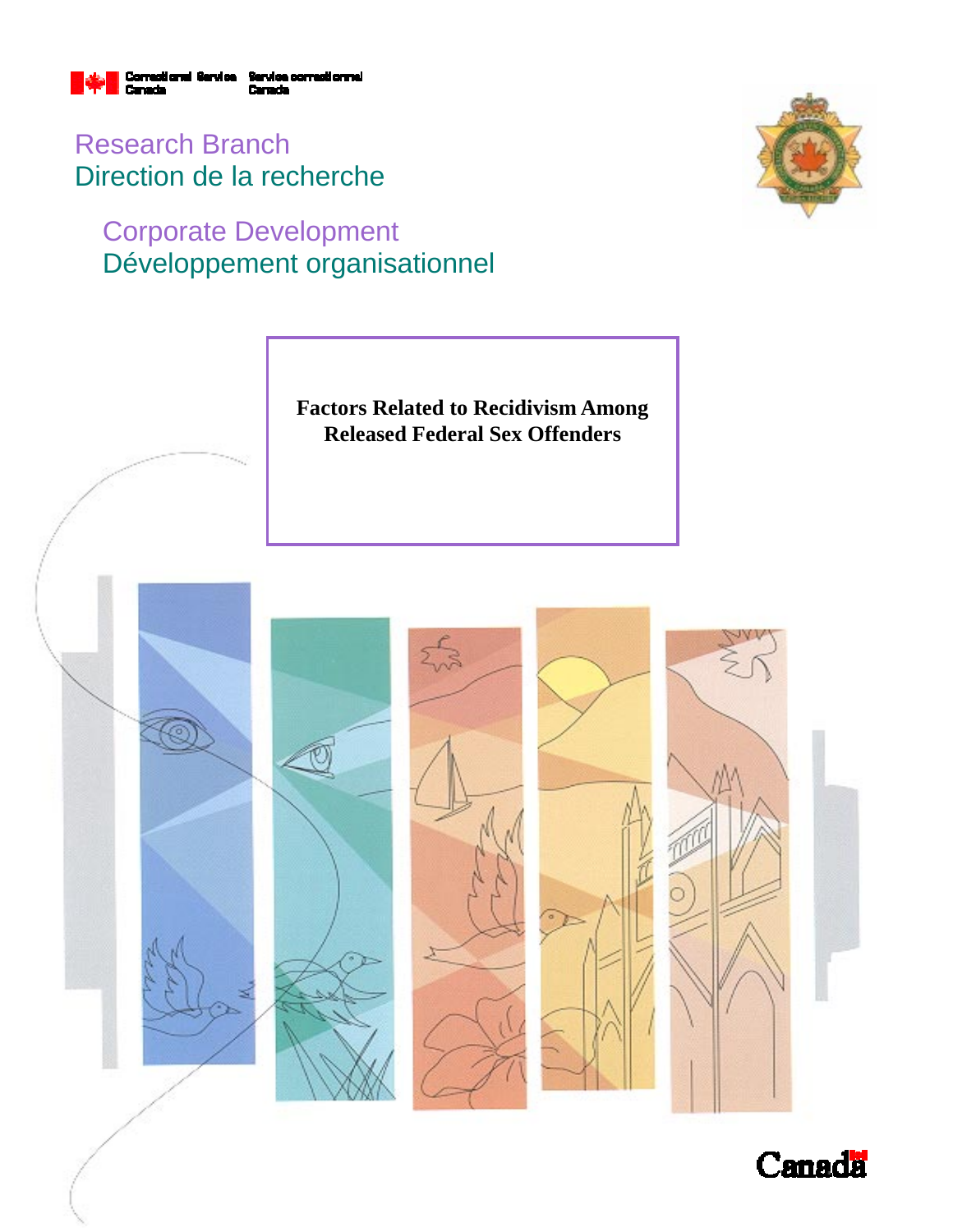Correctional Service Canada | Service correctionnel Canada

Research Branch
Direction de la recherche

Corporate Development
Développement organisationnel

# Factors Related to Recidivism Among Released Federal Sex Offenders

Canada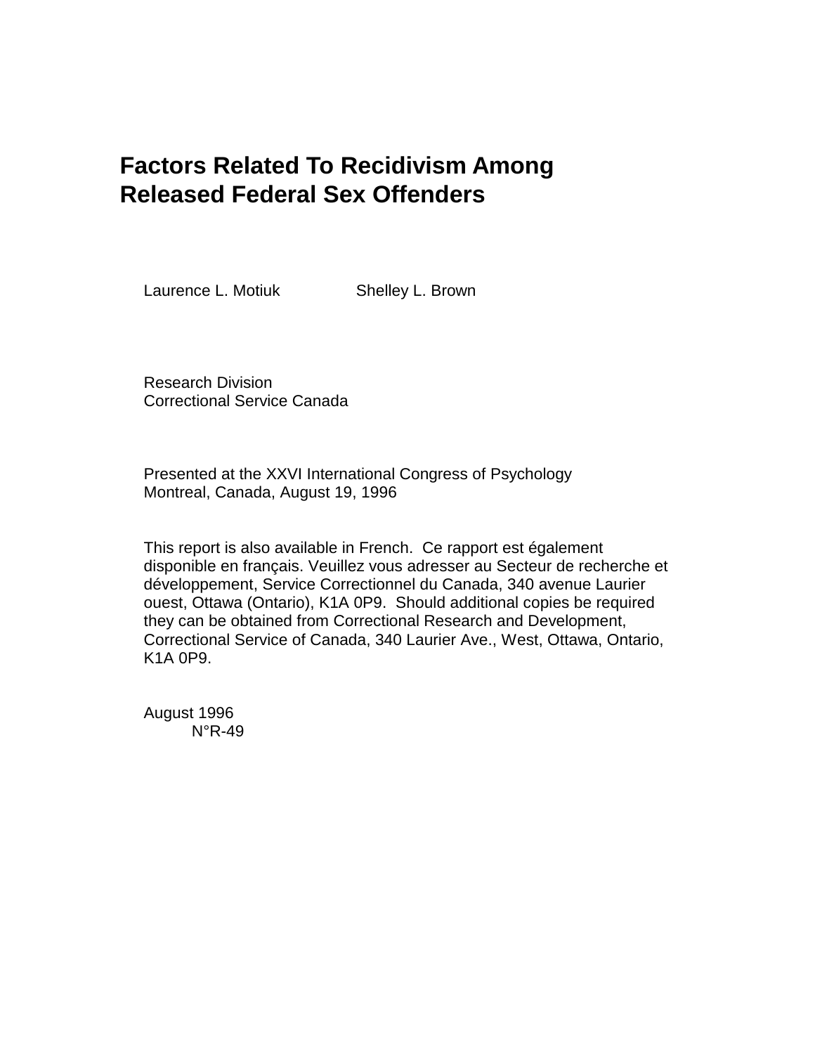# Factors Related To Recidivism Among Released Federal Sex Offenders

Laurence L. Motiuk    Shelley L. Brown

Research Division
Correctional Service Canada

Presented at the XXVI International Congress of Psychology
Montreal, Canada, August 19, 1996

This report is also available in French. Ce rapport est également disponible en français. Veuillez vous adresser au Secteur de recherche et développement, Service Correctionnel du Canada, 340 avenue Laurier ouest, Ottawa (Ontario), K1A 0P9. Should additional copies be required they can be obtained from Correctional Research and Development, Correctional Service of Canada, 340 Laurier Ave., West, Ottawa, Ontario, K1A 0P9.

August 1996
N°R-49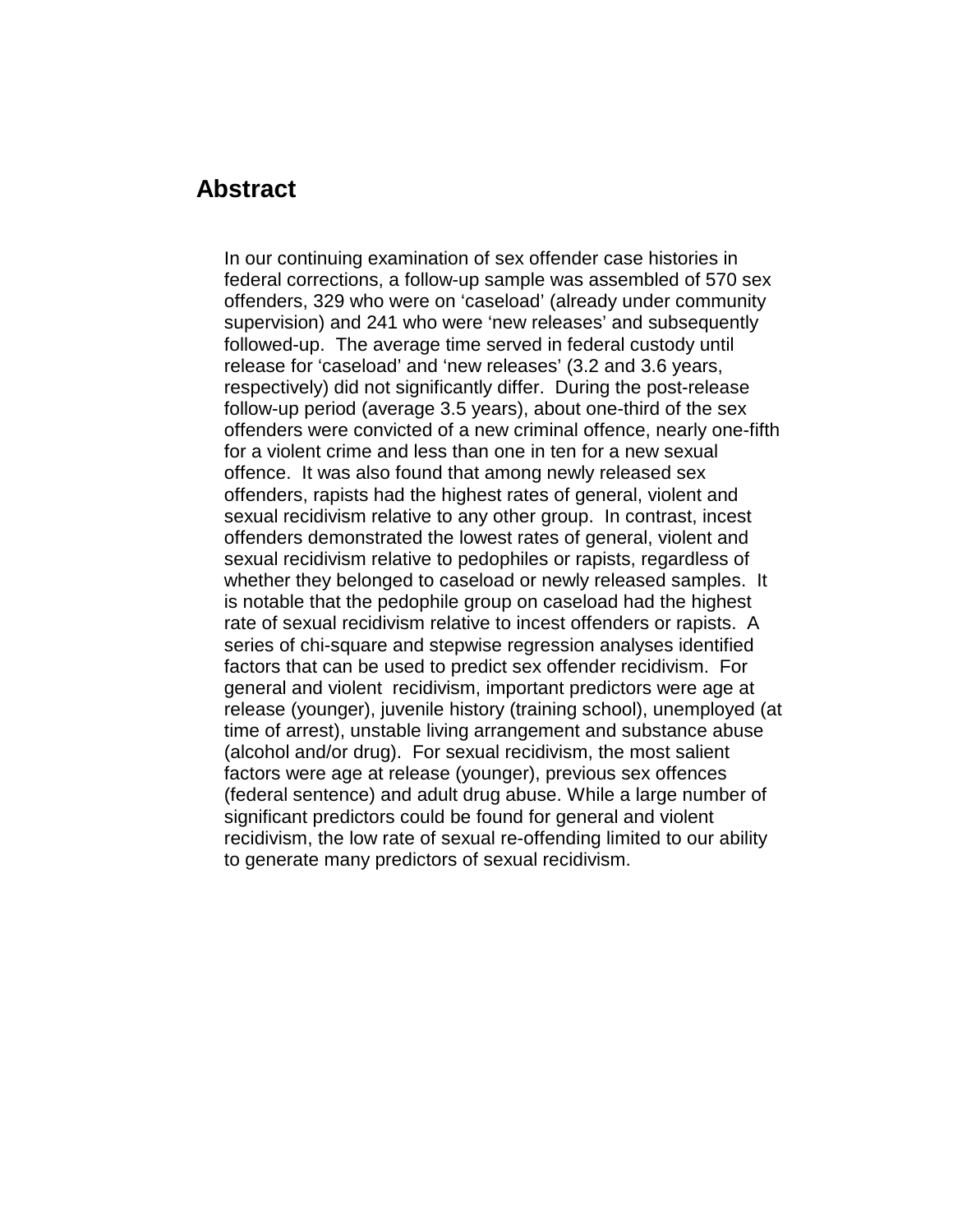## Abstract

In our continuing examination of sex offender case histories in federal corrections, a follow-up sample was assembled of 570 sex offenders, 329 who were on 'caseload' (already under community supervision) and 241 who were 'new releases' and subsequently followed-up. The average time served in federal custody until release for 'caseload' and 'new releases' (3.2 and 3.6 years, respectively) did not significantly differ. During the post-release follow-up period (average 3.5 years), about one-third of the sex offenders were convicted of a new criminal offence, nearly one-fifth for a violent crime and less than one in ten for a new sexual offence. It was also found that among newly released sex offenders, rapists had the highest rates of general, violent and sexual recidivism relative to any other group. In contrast, incest offenders demonstrated the lowest rates of general, violent and sexual recidivism relative to pedophiles or rapists, regardless of whether they belonged to caseload or newly released samples. It is notable that the pedophile group on caseload had the highest rate of sexual recidivism relative to incest offenders or rapists. A series of chi-square and stepwise regression analyses identified factors that can be used to predict sex offender recidivism. For general and violent recidivism, important predictors were age at release (younger), juvenile history (training school), unemployed (at time of arrest), unstable living arrangement and substance abuse (alcohol and/or drug). For sexual recidivism, the most salient factors were age at release (younger), previous sex offences (federal sentence) and adult drug abuse. While a large number of significant predictors could be found for general and violent recidivism, the low rate of sexual re-offending limited to our ability to generate many predictors of sexual recidivism.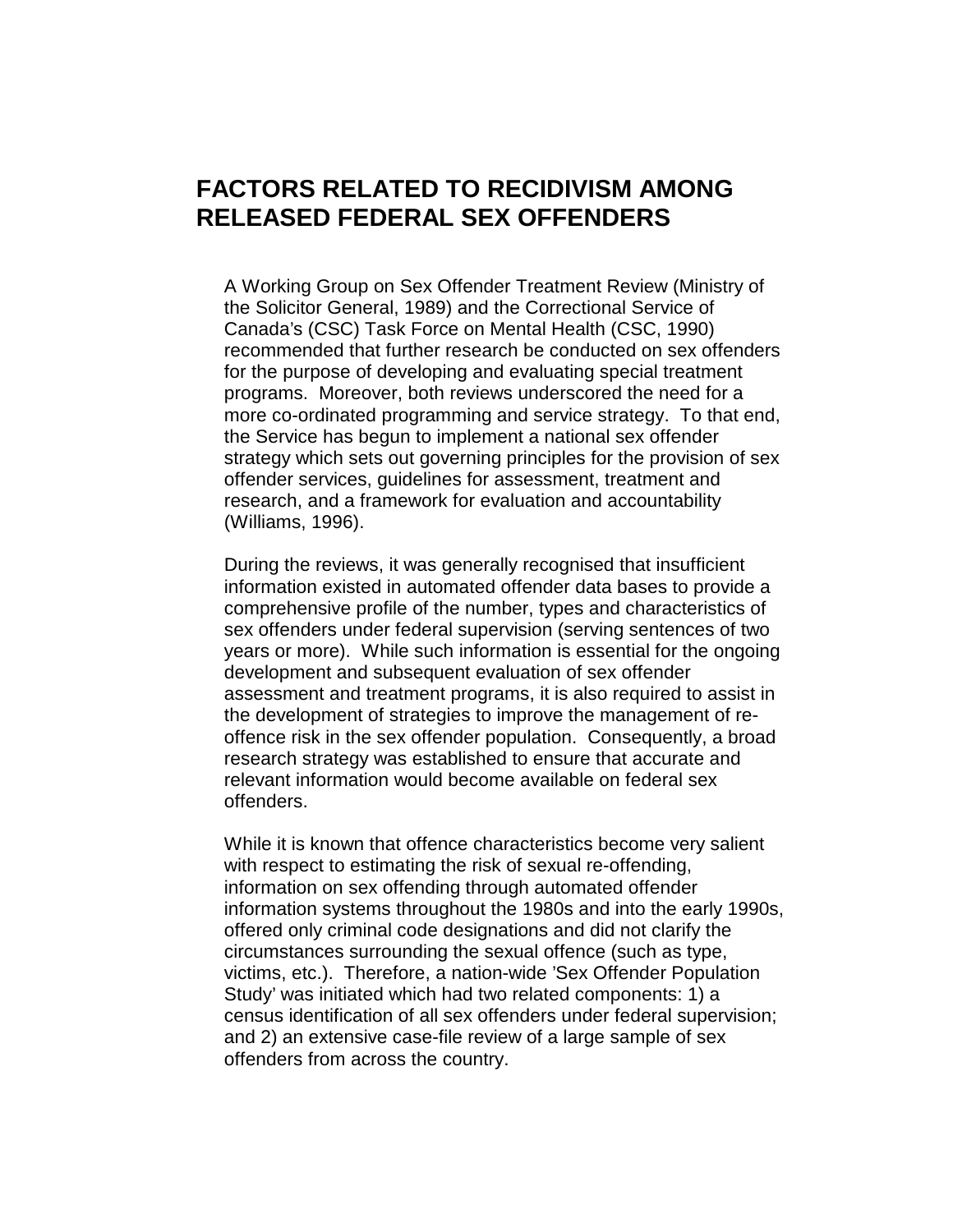# FACTORS RELATED TO RECIDIVISM AMONG RELEASED FEDERAL SEX OFFENDERS

A Working Group on Sex Offender Treatment Review (Ministry of the Solicitor General, 1989) and the Correctional Service of Canada's (CSC) Task Force on Mental Health (CSC, 1990) recommended that further research be conducted on sex offenders for the purpose of developing and evaluating special treatment programs. Moreover, both reviews underscored the need for a more co-ordinated programming and service strategy. To that end, the Service has begun to implement a national sex offender strategy which sets out governing principles for the provision of sex offender services, guidelines for assessment, treatment and research, and a framework for evaluation and accountability (Williams, 1996).

During the reviews, it was generally recognised that insufficient information existed in automated offender data bases to provide a comprehensive profile of the number, types and characteristics of sex offenders under federal supervision (serving sentences of two years or more). While such information is essential for the ongoing development and subsequent evaluation of sex offender assessment and treatment programs, it is also required to assist in the development of strategies to improve the management of re-offence risk in the sex offender population. Consequently, a broad research strategy was established to ensure that accurate and relevant information would become available on federal sex offenders.

While it is known that offence characteristics become very salient with respect to estimating the risk of sexual re-offending, information on sex offending through automated offender information systems throughout the 1980s and into the early 1990s, offered only criminal code designations and did not clarify the circumstances surrounding the sexual offence (such as type, victims, etc.). Therefore, a nation-wide 'Sex Offender Population Study' was initiated which had two related components: 1) a census identification of all sex offenders under federal supervision; and 2) an extensive case-file review of a large sample of sex offenders from across the country.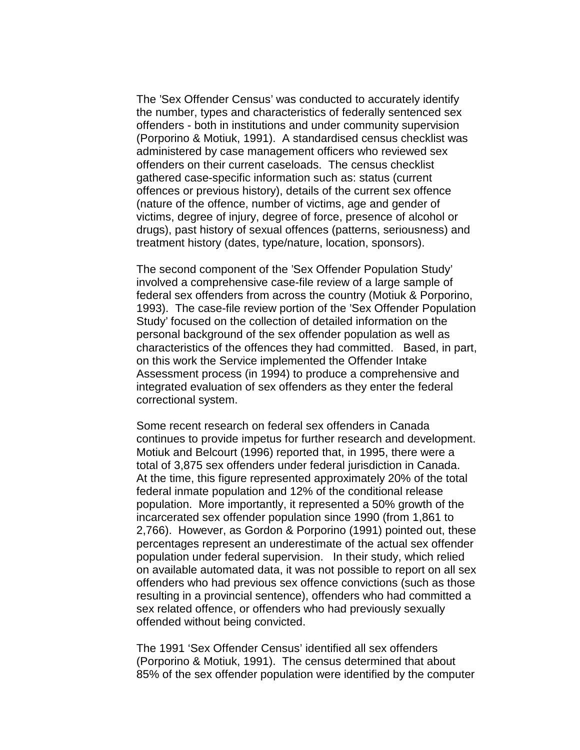The 'Sex Offender Census' was conducted to accurately identify the number, types and characteristics of federally sentenced sex offenders - both in institutions and under community supervision (Porporino & Motiuk, 1991). A standardised census checklist was administered by case management officers who reviewed sex offenders on their current caseloads. The census checklist gathered case-specific information such as: status (current offences or previous history), details of the current sex offence (nature of the offence, number of victims, age and gender of victims, degree of injury, degree of force, presence of alcohol or drugs), past history of sexual offences (patterns, seriousness) and treatment history (dates, type/nature, location, sponsors).

The second component of the 'Sex Offender Population Study' involved a comprehensive case-file review of a large sample of federal sex offenders from across the country (Motiuk & Porporino, 1993). The case-file review portion of the 'Sex Offender Population Study' focused on the collection of detailed information on the personal background of the sex offender population as well as characteristics of the offences they had committed. Based, in part, on this work the Service implemented the Offender Intake Assessment process (in 1994) to produce a comprehensive and integrated evaluation of sex offenders as they enter the federal correctional system.

Some recent research on federal sex offenders in Canada continues to provide impetus for further research and development. Motiuk and Belcourt (1996) reported that, in 1995, there were a total of 3,875 sex offenders under federal jurisdiction in Canada. At the time, this figure represented approximately 20% of the total federal inmate population and 12% of the conditional release population. More importantly, it represented a 50% growth of the incarcerated sex offender population since 1990 (from 1,861 to 2,766). However, as Gordon & Porporino (1991) pointed out, these percentages represent an underestimate of the actual sex offender population under federal supervision. In their study, which relied on available automated data, it was not possible to report on all sex offenders who had previous sex offence convictions (such as those resulting in a provincial sentence), offenders who had committed a sex related offence, or offenders who had previously sexually offended without being convicted.

The 1991 'Sex Offender Census' identified all sex offenders (Porporino & Motiuk, 1991). The census determined that about 85% of the sex offender population were identified by the computer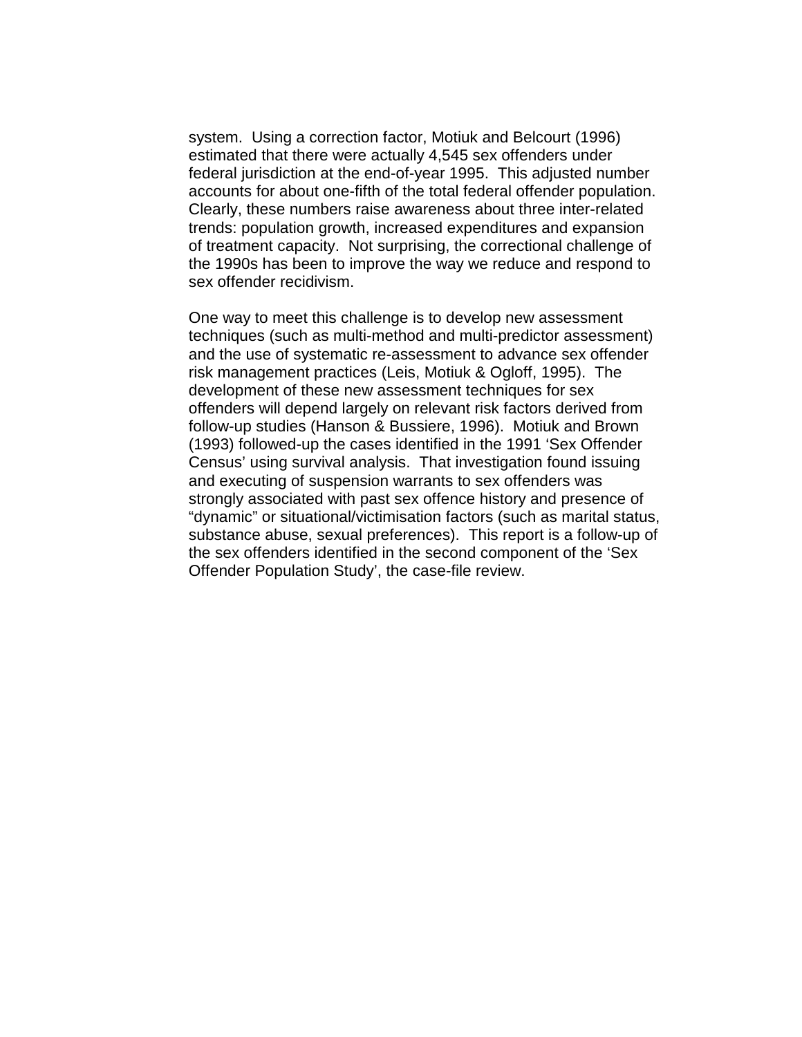system. Using a correction factor, Motiuk and Belcourt (1996) estimated that there were actually 4,545 sex offenders under federal jurisdiction at the end-of-year 1995. This adjusted number accounts for about one-fifth of the total federal offender population. Clearly, these numbers raise awareness about three inter-related trends: population growth, increased expenditures and expansion of treatment capacity. Not surprising, the correctional challenge of the 1990s has been to improve the way we reduce and respond to sex offender recidivism.

One way to meet this challenge is to develop new assessment techniques (such as multi-method and multi-predictor assessment) and the use of systematic re-assessment to advance sex offender risk management practices (Leis, Motiuk & Ogloff, 1995). The development of these new assessment techniques for sex offenders will depend largely on relevant risk factors derived from follow-up studies (Hanson & Bussiere, 1996). Motiuk and Brown (1993) followed-up the cases identified in the 1991 'Sex Offender Census' using survival analysis. That investigation found issuing and executing of suspension warrants to sex offenders was strongly associated with past sex offence history and presence of "dynamic" or situational/victimisation factors (such as marital status, substance abuse, sexual preferences). This report is a follow-up of the sex offenders identified in the second component of the 'Sex Offender Population Study', the case-file review.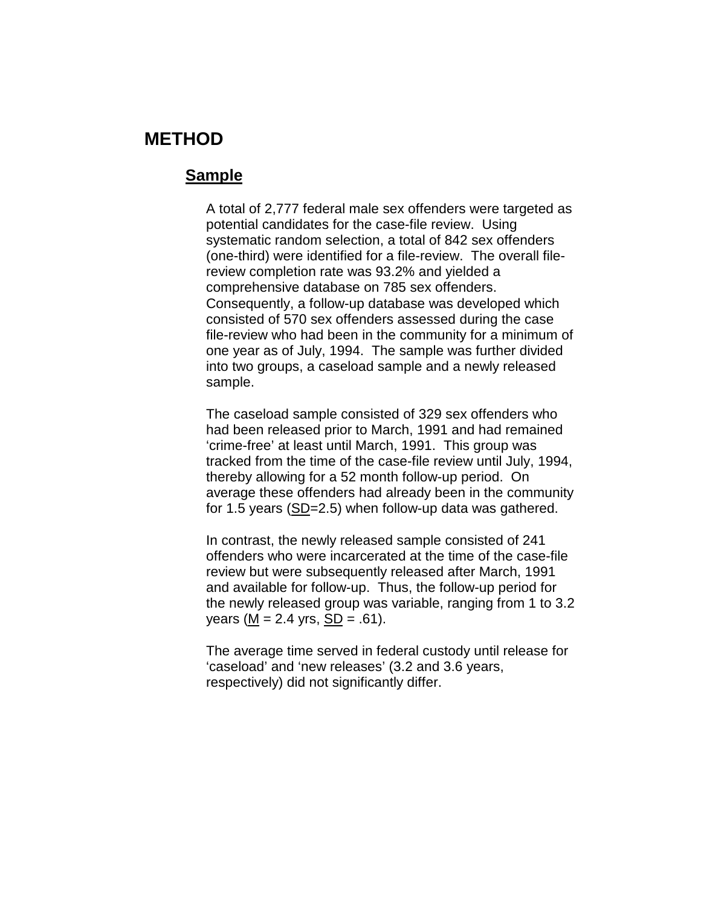# METHOD

## Sample

A total of 2,777 federal male sex offenders were targeted as potential candidates for the case-file review. Using systematic random selection, a total of 842 sex offenders (one-third) were identified for a file-review. The overall file-review completion rate was 93.2% and yielded a comprehensive database on 785 sex offenders. Consequently, a follow-up database was developed which consisted of 570 sex offenders assessed during the case file-review who had been in the community for a minimum of one year as of July, 1994. The sample was further divided into two groups, a caseload sample and a newly released sample.

The caseload sample consisted of 329 sex offenders who had been released prior to March, 1991 and had remained 'crime-free' at least until March, 1991. This group was tracked from the time of the case-file review until July, 1994, thereby allowing for a 52 month follow-up period. On average these offenders had already been in the community for 1.5 years (SD=2.5) when follow-up data was gathered.

In contrast, the newly released sample consisted of 241 offenders who were incarcerated at the time of the case-file review but were subsequently released after March, 1991 and available for follow-up. Thus, the follow-up period for the newly released group was variable, ranging from 1 to 3.2 years (M = 2.4 yrs, SD = .61).

The average time served in federal custody until release for 'caseload' and 'new releases' (3.2 and 3.6 years, respectively) did not significantly differ.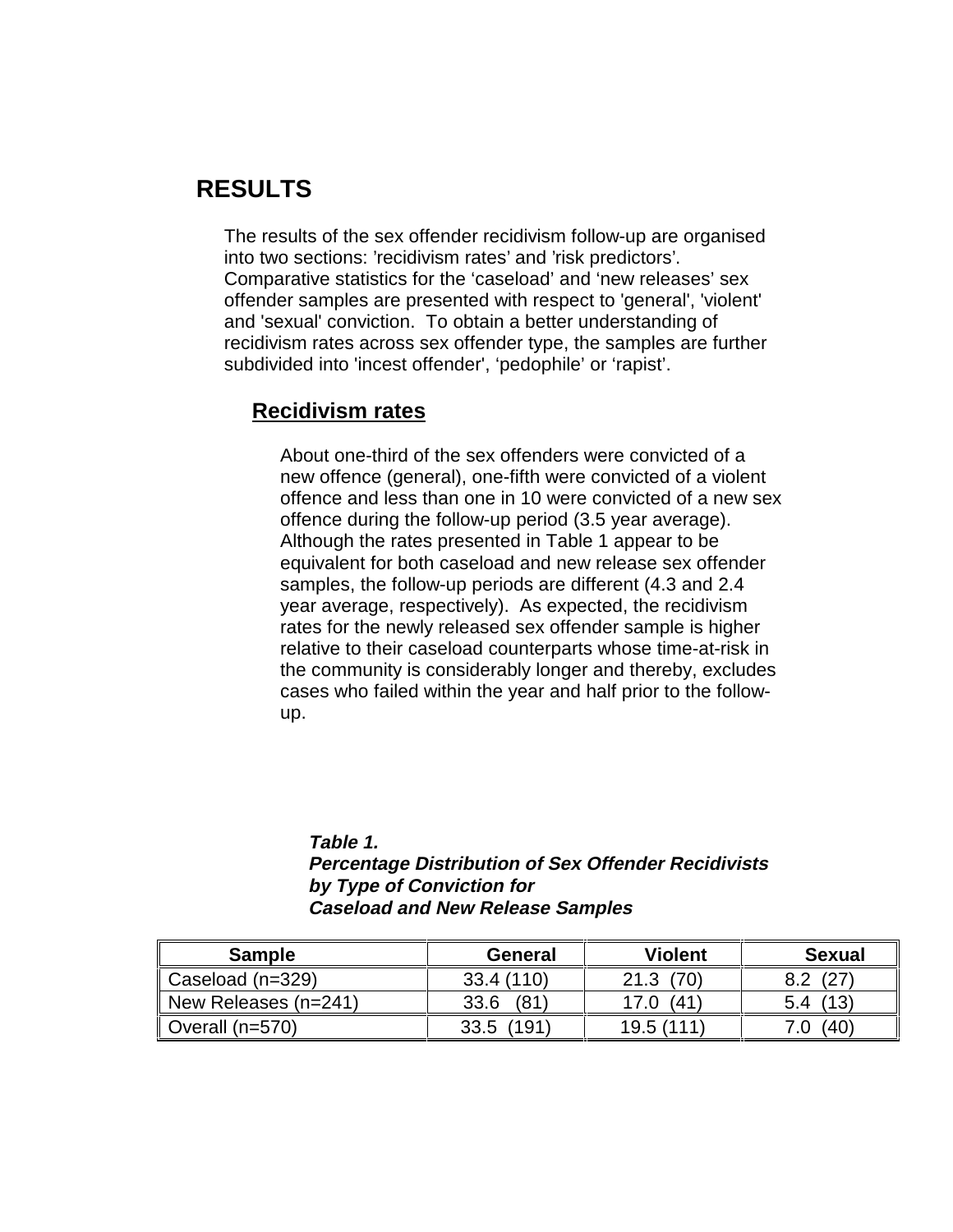# RESULTS

The results of the sex offender recidivism follow-up are organised into two sections: 'recidivism rates' and 'risk predictors'. Comparative statistics for the 'caseload' and 'new releases' sex offender samples are presented with respect to 'general', 'violent' and 'sexual' conviction. To obtain a better understanding of recidivism rates across sex offender type, the samples are further subdivided into 'incest offender', 'pedophile' or 'rapist'.

## Recidivism rates

About one-third of the sex offenders were convicted of a new offence (general), one-fifth were convicted of a violent offence and less than one in 10 were convicted of a new sex offence during the follow-up period (3.5 year average). Although the rates presented in Table 1 appear to be equivalent for both caseload and new release sex offender samples, the follow-up periods are different (4.3 and 2.4 year average, respectively). As expected, the recidivism rates for the newly released sex offender sample is higher relative to their caseload counterparts whose time-at-risk in the community is considerably longer and thereby, excludes cases who failed within the year and half prior to the follow-up.

***Table 1.***
***Percentage Distribution of Sex Offender Recidivists by Type of Conviction for Caseload and New Release Samples***

| Sample | General | Violent | Sexual |
|---|---|---|---|
| Caseload (n=329) | 33.4 (110) | 21.3 (70) | 8.2 (27) |
| New Releases (n=241) | 33.6 (81) | 17.0 (41) | 5.4 (13) |
| Overall (n=570) | 33.5 (191) | 19.5 (111) | 7.0 (40) |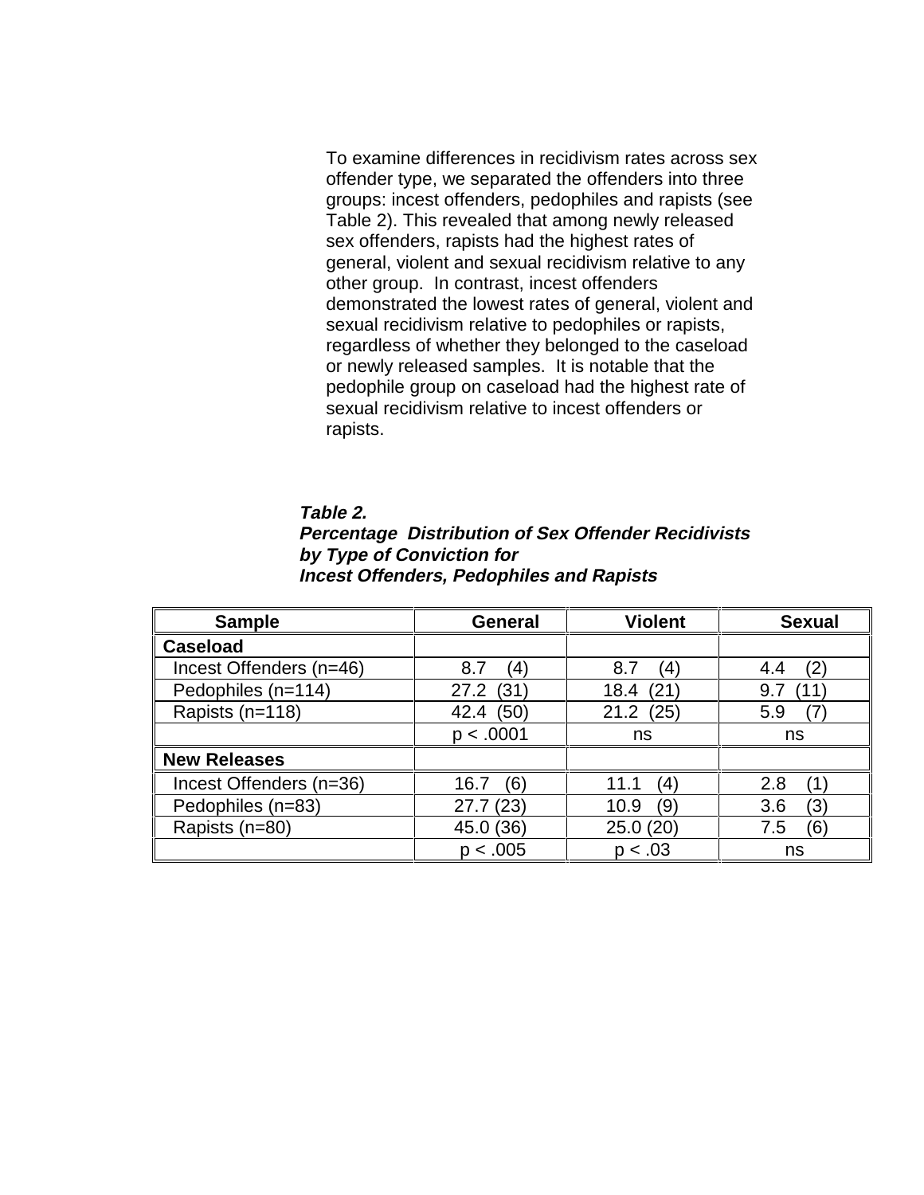To examine differences in recidivism rates across sex offender type, we separated the offenders into three groups: incest offenders, pedophiles and rapists (see Table 2). This revealed that among newly released sex offenders, rapists had the highest rates of general, violent and sexual recidivism relative to any other group. In contrast, incest offenders demonstrated the lowest rates of general, violent and sexual recidivism relative to pedophiles or rapists, regardless of whether they belonged to the caseload or newly released samples. It is notable that the pedophile group on caseload had the highest rate of sexual recidivism relative to incest offenders or rapists.

***Table 2.***
***Percentage Distribution of Sex Offender Recidivists by Type of Conviction for Incest Offenders, Pedophiles and Rapists***

| Sample | General | Violent | Sexual |
|---|---|---|---|
| **Caseload** | | | |
| Incest Offenders (n=46) | 8.7 (4) | 8.7 (4) | 4.4 (2) |
| Pedophiles (n=114) | 27.2 (31) | 18.4 (21) | 9.7 (11) |
| Rapists (n=118) | 42.4 (50) | 21.2 (25) | 5.9 (7) |
| | $p < .0001$ | ns | ns |
| **New Releases** | | | |
| Incest Offenders (n=36) | 16.7 (6) | 11.1 (4) | 2.8 (1) |
| Pedophiles (n=83) | 27.7 (23) | 10.9 (9) | 3.6 (3) |
| Rapists (n=80) | 45.0 (36) | 25.0 (20) | 7.5 (6) |
| | $p < .005$ | $p < .03$ | ns |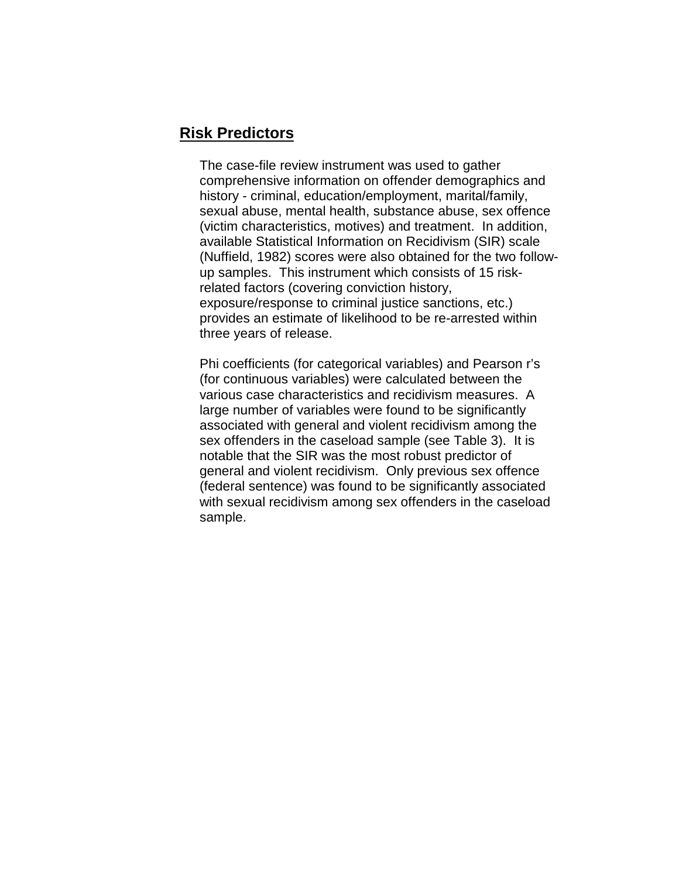## Risk Predictors

The case-file review instrument was used to gather comprehensive information on offender demographics and history - criminal, education/employment, marital/family, sexual abuse, mental health, substance abuse, sex offence (victim characteristics, motives) and treatment. In addition, available Statistical Information on Recidivism (SIR) scale (Nuffield, 1982) scores were also obtained for the two follow-up samples. This instrument which consists of 15 risk-related factors (covering conviction history, exposure/response to criminal justice sanctions, etc.) provides an estimate of likelihood to be re-arrested within three years of release.

Phi coefficients (for categorical variables) and Pearson r's (for continuous variables) were calculated between the various case characteristics and recidivism measures. A large number of variables were found to be significantly associated with general and violent recidivism among the sex offenders in the caseload sample (see Table 3). It is notable that the SIR was the most robust predictor of general and violent recidivism. Only previous sex offence (federal sentence) was found to be significantly associated with sexual recidivism among sex offenders in the caseload sample.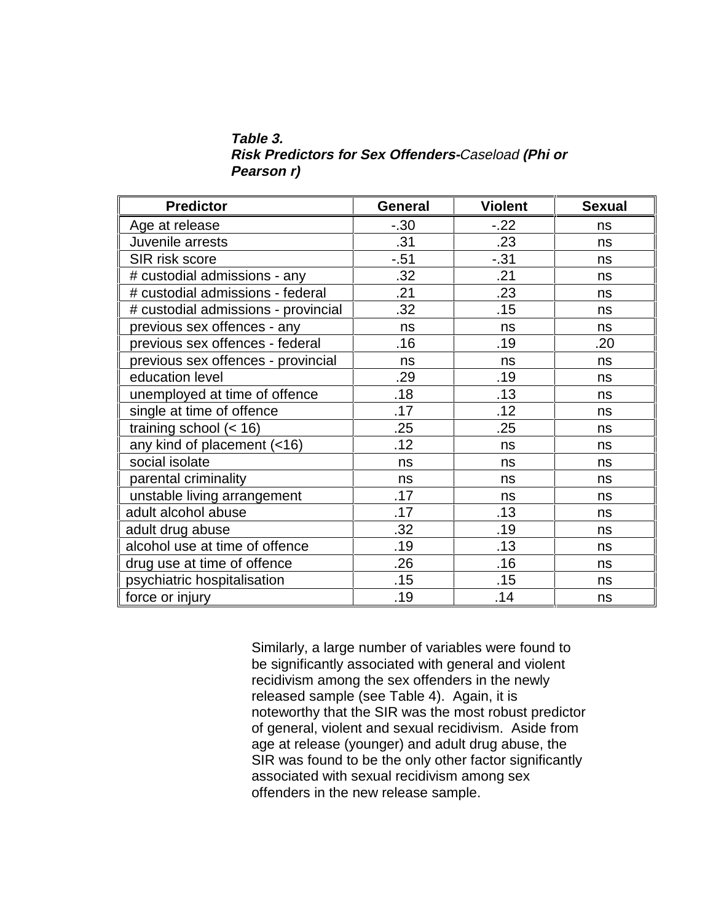***Table 3.***
***Risk Predictors for Sex Offenders-****Caseload* ***(Phi or Pearson r)***

| Predictor | General | Violent | Sexual |
|---|---|---|---|
| Age at release | -.30 | -.22 | ns |
| Juvenile arrests | .31 | .23 | ns |
| SIR risk score | -.51 | -.31 | ns |
| # custodial admissions - any | .32 | .21 | ns |
| # custodial admissions - federal | .21 | .23 | ns |
| # custodial admissions - provincial | .32 | .15 | ns |
| previous sex offences - any | ns | ns | ns |
| previous sex offences - federal | .16 | .19 | .20 |
| previous sex offences - provincial | ns | ns | ns |
| education level | .29 | .19 | ns |
| unemployed at time of offence | .18 | .13 | ns |
| single at time of offence | .17 | .12 | ns |
| training school (< 16) | .25 | .25 | ns |
| any kind of placement (<16) | .12 | ns | ns |
| social isolate | ns | ns | ns |
| parental criminality | ns | ns | ns |
| unstable living arrangement | .17 | ns | ns |
| adult alcohol abuse | .17 | .13 | ns |
| adult drug abuse | .32 | .19 | ns |
| alcohol use at time of offence | .19 | .13 | ns |
| drug use at time of offence | .26 | .16 | ns |
| psychiatric hospitalisation | .15 | .15 | ns |
| force or injury | .19 | .14 | ns |

Similarly, a large number of variables were found to be significantly associated with general and violent recidivism among the sex offenders in the newly released sample (see Table 4). Again, it is noteworthy that the SIR was the most robust predictor of general, violent and sexual recidivism. Aside from age at release (younger) and adult drug abuse, the SIR was found to be the only other factor significantly associated with sexual recidivism among sex offenders in the new release sample.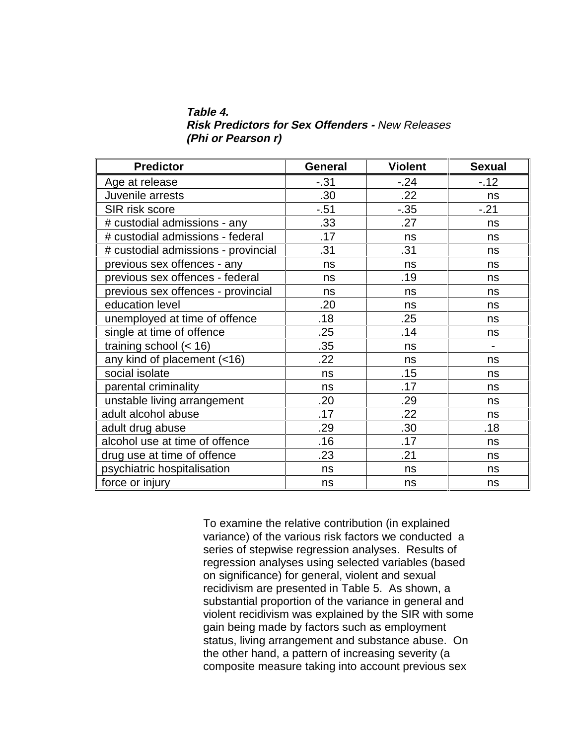***Table 4.***
***Risk Predictors for Sex Offenders -*** *New Releases*
***(Phi or Pearson r)***

| Predictor | General | Violent | Sexual |
|---|---|---|---|
| Age at release | -.31 | -.24 | -.12 |
| Juvenile arrests | .30 | .22 | ns |
| SIR risk score | -.51 | -.35 | -.21 |
| # custodial admissions - any | .33 | .27 | ns |
| # custodial admissions - federal | .17 | ns | ns |
| # custodial admissions - provincial | .31 | .31 | ns |
| previous sex offences - any | ns | ns | ns |
| previous sex offences - federal | ns | .19 | ns |
| previous sex offences - provincial | ns | ns | ns |
| education level | .20 | ns | ns |
| unemployed at time of offence | .18 | .25 | ns |
| single at time of offence | .25 | .14 | ns |
| training school (< 16) | .35 | ns | - |
| any kind of placement (<16) | .22 | ns | ns |
| social isolate | ns | .15 | ns |
| parental criminality | ns | .17 | ns |
| unstable living arrangement | .20 | .29 | ns |
| adult alcohol abuse | .17 | .22 | ns |
| adult drug abuse | .29 | .30 | .18 |
| alcohol use at time of offence | .16 | .17 | ns |
| drug use at time of offence | .23 | .21 | ns |
| psychiatric hospitalisation | ns | ns | ns |
| force or injury | ns | ns | ns |

To examine the relative contribution (in explained variance) of the various risk factors we conducted a series of stepwise regression analyses. Results of regression analyses using selected variables (based on significance) for general, violent and sexual recidivism are presented in Table 5. As shown, a substantial proportion of the variance in general and violent recidivism was explained by the SIR with some gain being made by factors such as employment status, living arrangement and substance abuse. On the other hand, a pattern of increasing severity (a composite measure taking into account previous sex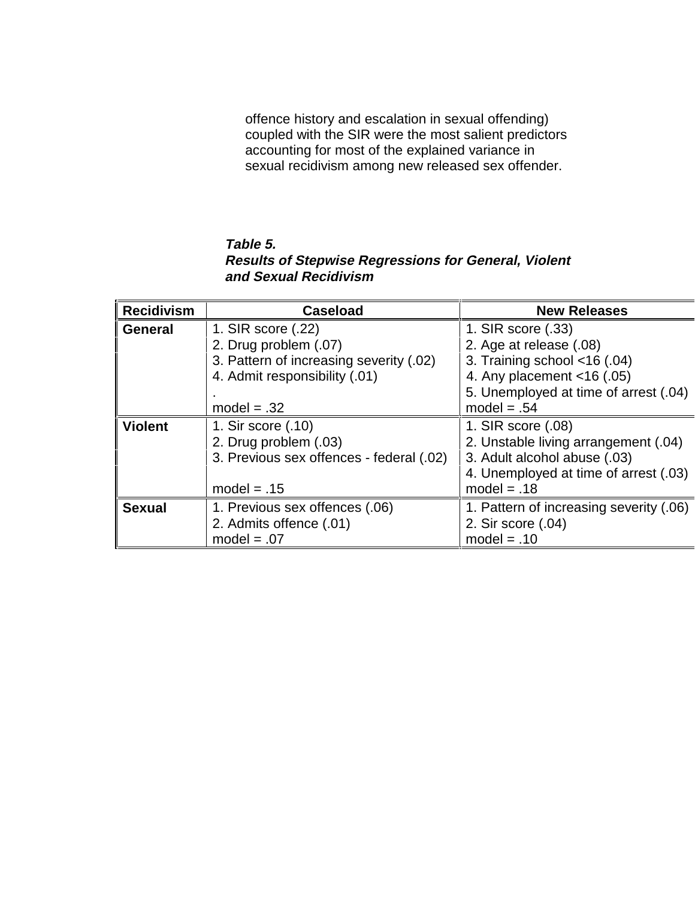offence history and escalation in sexual offending) coupled with the SIR were the most salient predictors accounting for most of the explained variance in sexual recidivism among new released sex offender.

***Table 5.***
***Results of Stepwise Regressions for General, Violent and Sexual Recidivism***

| Recidivism | Caseload | New Releases |
|---|---|---|
| **General** | 1. SIR score (.22)<br>2. Drug problem (.07)<br>3. Pattern of increasing severity (.02)<br>4. Admit responsibility (.01)<br>.<br>model = .32 | 1. SIR score (.33)<br>2. Age at release (.08)<br>3. Training school <16 (.04)<br>4. Any placement <16 (.05)<br>5. Unemployed at time of arrest (.04)<br>model = .54 |
| **Violent** | 1. Sir score (.10)<br>2. Drug problem (.03)<br>3. Previous sex offences - federal (.02)<br><br>model = .15 | 1. SIR score (.08)<br>2. Unstable living arrangement (.04)<br>3. Adult alcohol abuse (.03)<br>4. Unemployed at time of arrest (.03)<br>model = .18 |
| **Sexual** | 1. Previous sex offences (.06)<br>2. Admits offence (.01)<br>model = .07 | 1. Pattern of increasing severity (.06)<br>2. Sir score (.04)<br>model = .10 |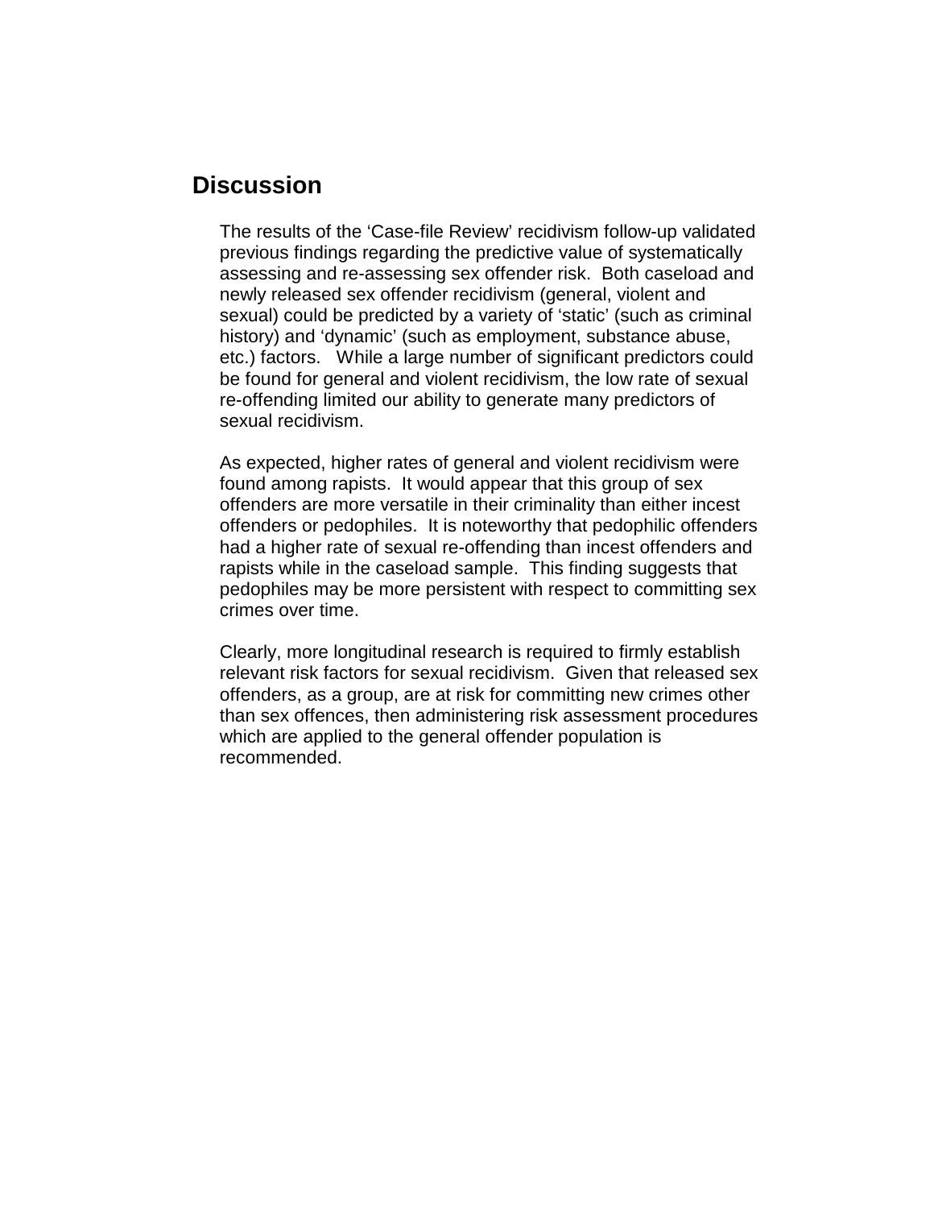## Discussion

The results of the 'Case-file Review' recidivism follow-up validated previous findings regarding the predictive value of systematically assessing and re-assessing sex offender risk. Both caseload and newly released sex offender recidivism (general, violent and sexual) could be predicted by a variety of 'static' (such as criminal history) and 'dynamic' (such as employment, substance abuse, etc.) factors. While a large number of significant predictors could be found for general and violent recidivism, the low rate of sexual re-offending limited our ability to generate many predictors of sexual recidivism.

As expected, higher rates of general and violent recidivism were found among rapists. It would appear that this group of sex offenders are more versatile in their criminality than either incest offenders or pedophiles. It is noteworthy that pedophilic offenders had a higher rate of sexual re-offending than incest offenders and rapists while in the caseload sample. This finding suggests that pedophiles may be more persistent with respect to committing sex crimes over time.

Clearly, more longitudinal research is required to firmly establish relevant risk factors for sexual recidivism. Given that released sex offenders, as a group, are at risk for committing new crimes other than sex offences, then administering risk assessment procedures which are applied to the general offender population is recommended.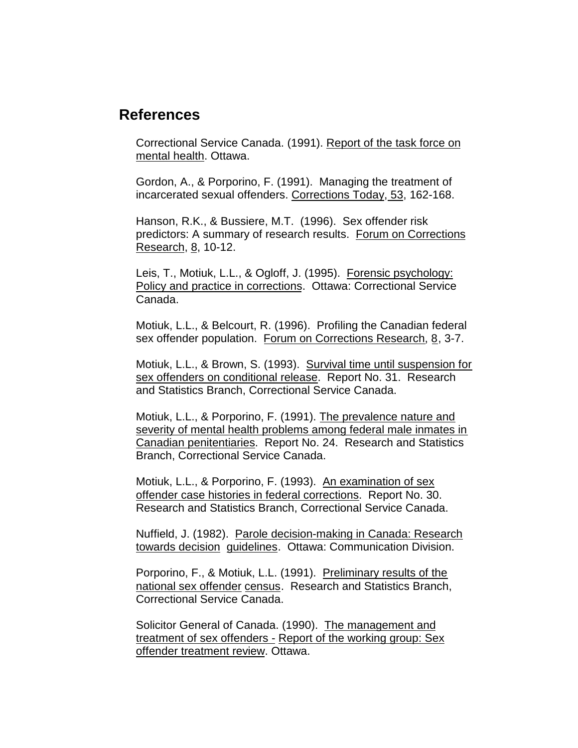## References

Correctional Service Canada. (1991). Report of the task force on mental health. Ottawa.

Gordon, A., & Porporino, F. (1991). Managing the treatment of incarcerated sexual offenders. Corrections Today, 53, 162-168.

Hanson, R.K., & Bussiere, M.T. (1996). Sex offender risk predictors: A summary of research results. Forum on Corrections Research, 8, 10-12.

Leis, T., Motiuk, L.L., & Ogloff, J. (1995). Forensic psychology: Policy and practice in corrections. Ottawa: Correctional Service Canada.

Motiuk, L.L., & Belcourt, R. (1996). Profiling the Canadian federal sex offender population. Forum on Corrections Research, 8, 3-7.

Motiuk, L.L., & Brown, S. (1993). Survival time until suspension for sex offenders on conditional release. Report No. 31. Research and Statistics Branch, Correctional Service Canada.

Motiuk, L.L., & Porporino, F. (1991). The prevalence nature and severity of mental health problems among federal male inmates in Canadian penitentiaries. Report No. 24. Research and Statistics Branch, Correctional Service Canada.

Motiuk, L.L., & Porporino, F. (1993). An examination of sex offender case histories in federal corrections. Report No. 30. Research and Statistics Branch, Correctional Service Canada.

Nuffield, J. (1982). Parole decision-making in Canada: Research towards decision guidelines. Ottawa: Communication Division.

Porporino, F., & Motiuk, L.L. (1991). Preliminary results of the national sex offender census. Research and Statistics Branch, Correctional Service Canada.

Solicitor General of Canada. (1990). The management and treatment of sex offenders - Report of the working group: Sex offender treatment review. Ottawa.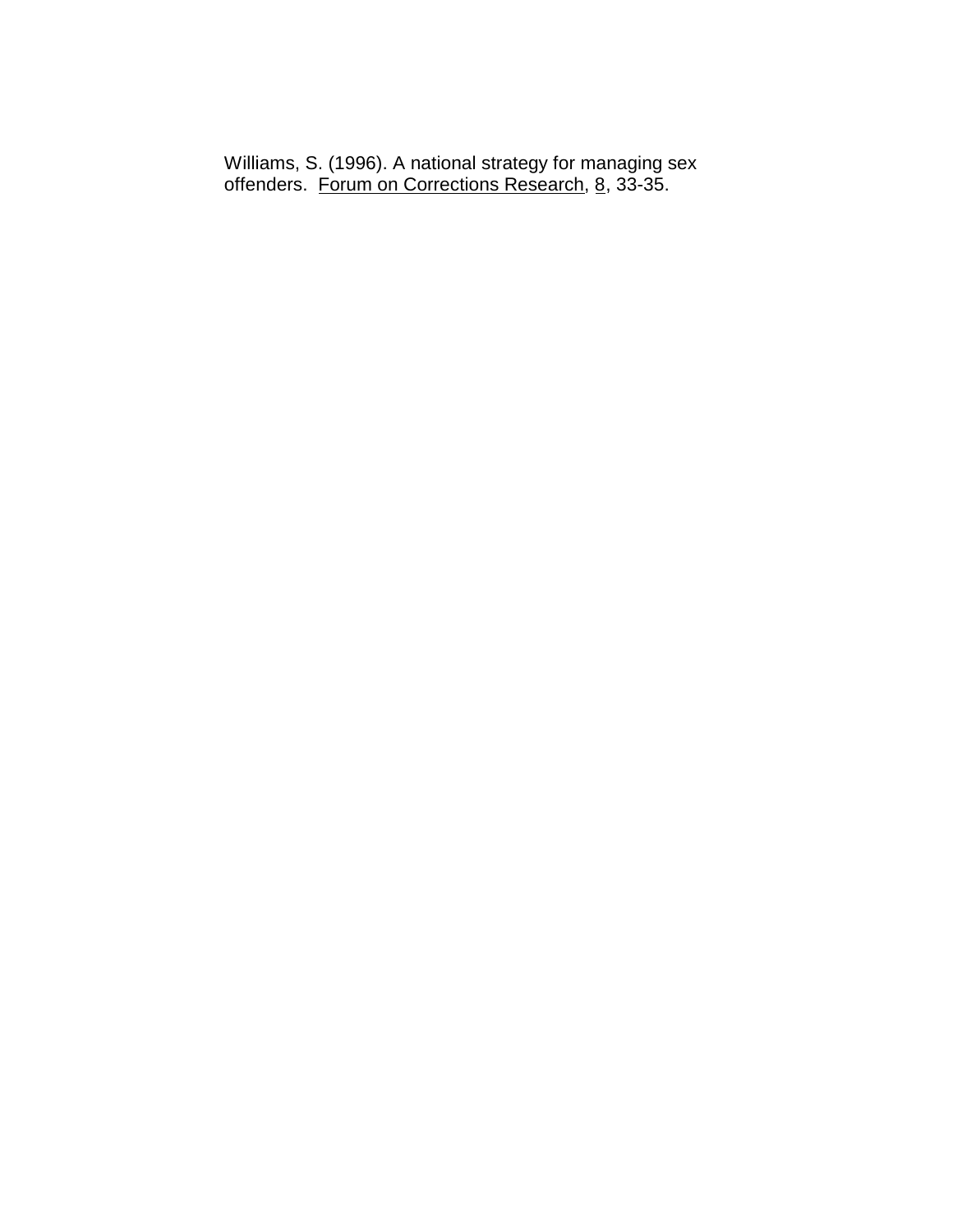Williams, S. (1996). A national strategy for managing sex offenders. Forum on Corrections Research, 8, 33-35.